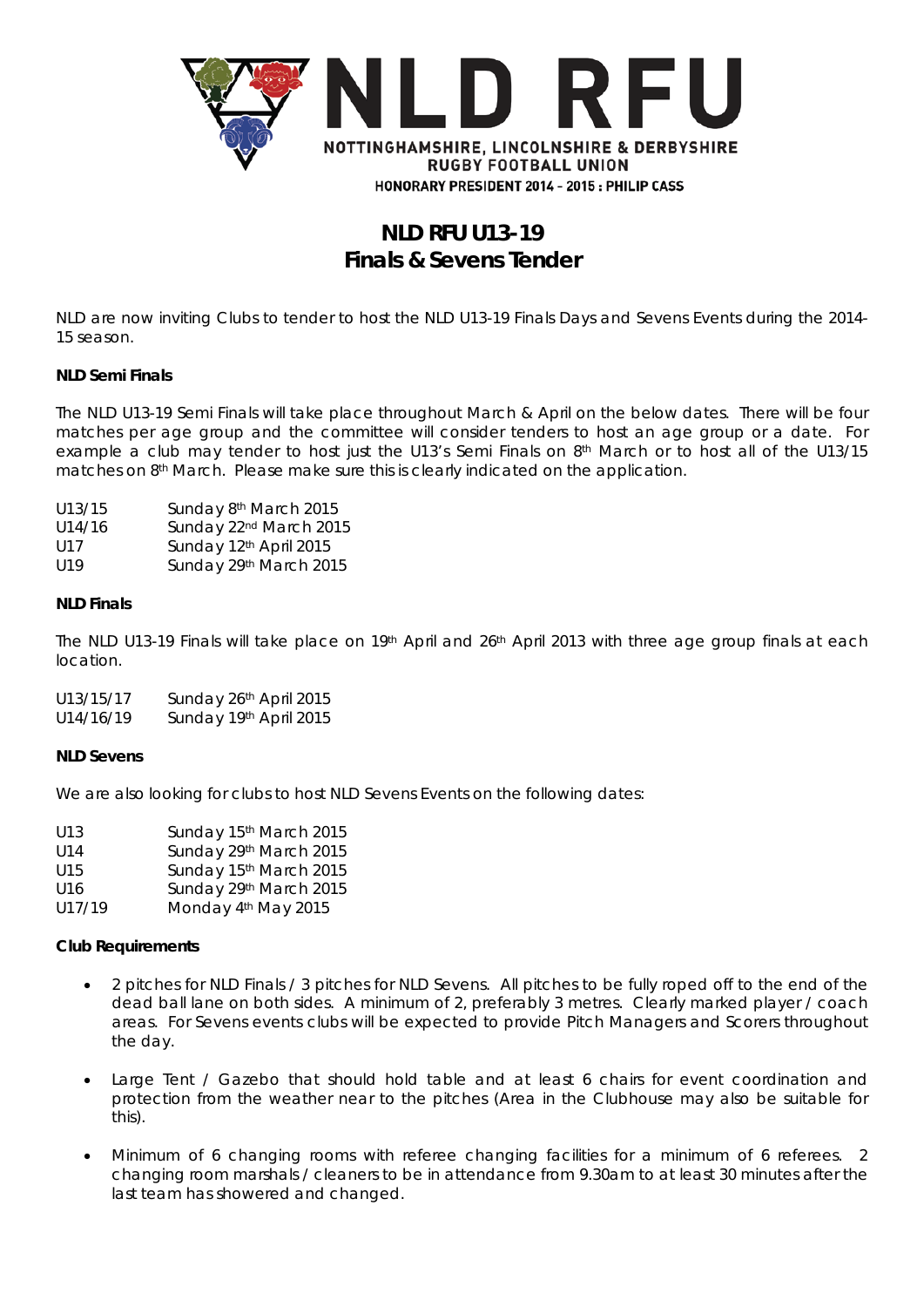NLD RFU

NOTTINGHAMSHIRE, LINCOLNSHIRE & DERBYSHIRE
RUGBY FOOTBALL UNION
HONORARY PRESIDENT 2014 - 2015 : PHILIP CASS

# NLD RFU U13-19
# Finals & Sevens Tender

NLD are now inviting Clubs to tender to host the NLD U13-19 Finals Days and Sevens Events during the 2014-15 season.

**NLD Semi Finals**

The NLD U13-19 Semi Finals will take place throughout March & April on the below dates. There will be four matches per age group and the committee will consider tenders to host an age group or a date. For example a club may tender to host just the U13's Semi Finals on 8th March or to host all of the U13/15 matches on 8th March. Please make sure this is clearly indicated on the application.

| | |
|---|---|
| U13/15 | Sunday 8th March 2015 |
| U14/16 | Sunday 22nd March 2015 |
| U17 | Sunday 12th April 2015 |
| U19 | Sunday 29th March 2015 |

**NLD Finals**

The NLD U13-19 Finals will take place on 19th April and 26th April 2013 with three age group finals at each location.

| | |
|---|---|
| U13/15/17 | Sunday 26th April 2015 |
| U14/16/19 | Sunday 19th April 2015 |

**NLD Sevens**

We are also looking for clubs to host NLD Sevens Events on the following dates:

| | |
|---|---|
| U13 | Sunday 15th March 2015 |
| U14 | Sunday 29th March 2015 |
| U15 | Sunday 15th March 2015 |
| U16 | Sunday 29th March 2015 |
| U17/19 | Monday 4th May 2015 |

**Club Requirements**

- 2 pitches for NLD Finals / 3 pitches for NLD Sevens. All pitches to be fully roped off to the end of the dead ball lane on both sides. A minimum of 2, preferably 3 metres. Clearly marked player / coach areas. For Sevens events clubs will be expected to provide Pitch Managers and Scorers throughout the day.
- Large Tent / Gazebo that should hold table and at least 6 chairs for event coordination and protection from the weather near to the pitches (Area in the Clubhouse may also be suitable for this).
- Minimum of 6 changing rooms with referee changing facilities for a minimum of 6 referees. 2 changing room marshals / cleaners to be in attendance from 9.30am to at least 30 minutes after the last team has showered and changed.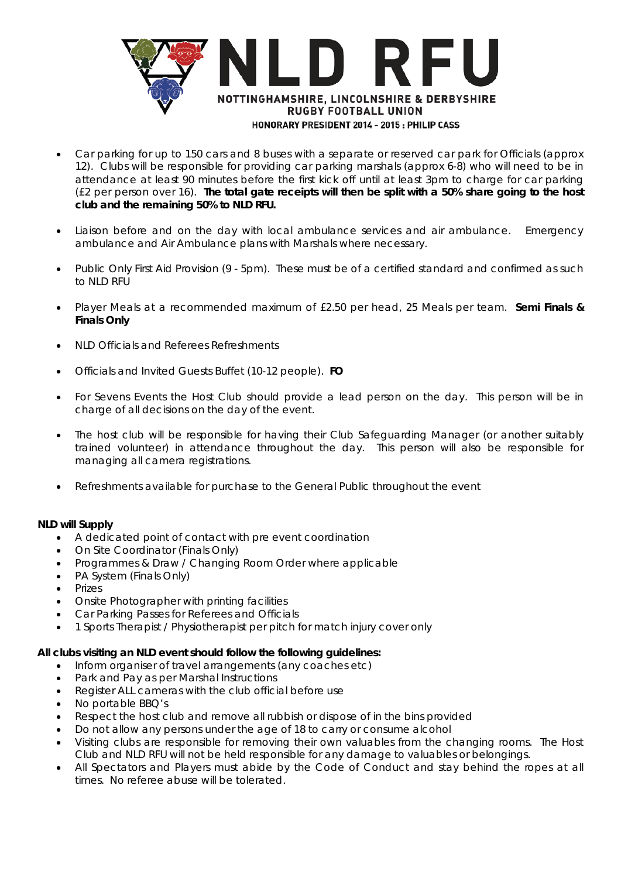- Car parking for up to 150 cars and 8 buses with a separate or reserved car park for Officials (approx 12). Clubs will be responsible for providing car parking marshals (approx 6-8) who will need to be in attendance at least 90 minutes before the first kick off until at least 3pm to charge for car parking (£2 per person over 16). **The total gate receipts will then be split with a 50% share going to the host club and the remaining 50% to NLD RFU.**

- Liaison before and on the day with local ambulance services and air ambulance. Emergency ambulance and Air Ambulance plans with Marshals where necessary.

- Public Only First Aid Provision (9 - 5pm). These must be of a certified standard and confirmed as such to NLD RFU

- Player Meals at a recommended maximum of £2.50 per head, 25 Meals per team. **Semi Finals & Finals Only**

- NLD Officials and Referees Refreshments

- Officials and Invited Guests Buffet (10-12 people). **FO**

- For Sevens Events the Host Club should provide a lead person on the day. This person will be in charge of all decisions on the day of the event.

- The host club will be responsible for having their Club Safeguarding Manager (or another suitably trained volunteer) in attendance throughout the day. This person will also be responsible for managing all camera registrations.

- Refreshments available for purchase to the General Public throughout the event

**NLD will Supply**

- A dedicated point of contact with pre event coordination
- On Site Coordinator (Finals Only)
- Programmes & Draw / Changing Room Order where applicable
- PA System (Finals Only)
- Prizes
- Onsite Photographer with printing facilities
- Car Parking Passes for Referees and Officials
- 1 Sports Therapist / Physiotherapist per pitch for match injury cover only

**All clubs visiting an NLD event should follow the following guidelines:**

- Inform organiser of travel arrangements (any coaches etc)
- Park and Pay as per Marshal Instructions
- Register ALL cameras with the club official before use
- No portable BBQ's
- Respect the host club and remove all rubbish or dispose of in the bins provided
- Do not allow any persons under the age of 18 to carry or consume alcohol
- Visiting clubs are responsible for removing their own valuables from the changing rooms. The Host Club and NLD RFU will not be held responsible for any damage to valuables or belongings.
- All Spectators and Players must abide by the Code of Conduct and stay behind the ropes at all times. No referee abuse will be tolerated.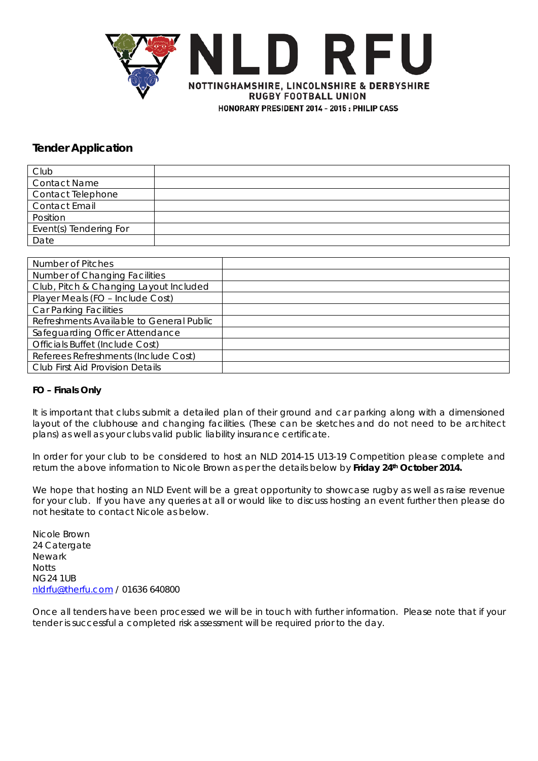NLD RFU

NOTTINGHAMSHIRE, LINCOLNSHIRE & DERBYSHIRE
RUGBY FOOTBALL UNION
HONORARY PRESIDENT 2014 – 2015 : PHILIP CASS

## Tender Application

| | |
|---|---|
| Club | |
| Contact Name | |
| Contact Telephone | |
| Contact Email | |
| Position | |
| Event(s) Tendering For | |
| Date | |

| | |
|---|---|
| Number of Pitches | |
| Number of Changing Facilities | |
| Club, Pitch & Changing Layout Included | |
| Player Meals (FO – Include Cost) | |
| Car Parking Facilities | |
| Refreshments Available to General Public | |
| Safeguarding Officer Attendance | |
| Officials Buffet (Include Cost) | |
| Referees Refreshments (Include Cost) | |
| Club First Aid Provision Details | |

**FO – Finals Only**

It is important that clubs submit a detailed plan of their ground and car parking along with a dimensioned layout of the clubhouse and changing facilities. (These can be sketches and do not need to be architect plans) as well as your clubs valid public liability insurance certificate.

In order for your club to be considered to host an NLD 2014-15 U13-19 Competition please complete and return the above information to Nicole Brown as per the details below by **Friday 24th October 2014.**

We hope that hosting an NLD Event will be a great opportunity to showcase rugby as well as raise revenue for your club. If you have any queries at all or would like to discuss hosting an event further then please do not hesitate to contact Nicole as below.

Nicole Brown
24 Catergate
Newark
Notts
NG24 1UB
nldrfu@therfu.com / 01636 640800

Once all tenders have been processed we will be in touch with further information. Please note that if your tender is successful a completed risk assessment will be required prior to the day.